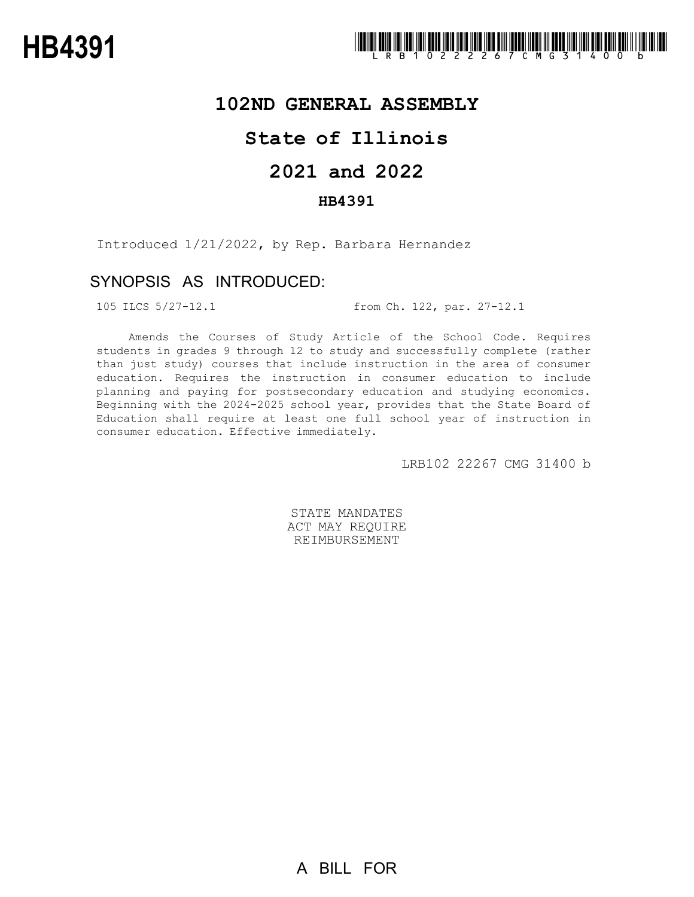# HB4391

LRB102 22267 CMG 31400 b

## 102ND GENERAL ASSEMBLY

## State of Illinois

## 2021 and 2022

### HB4391

Introduced 1/21/2022, by Rep. Barbara Hernandez

## SYNOPSIS AS INTRODUCED:

105 ILCS 5/27-12.1 from Ch. 122, par. 27-12.1

Amends the Courses of Study Article of the School Code. Requires students in grades 9 through 12 to study and successfully complete (rather than just study) courses that include instruction in the area of consumer education. Requires the instruction in consumer education to include planning and paying for postsecondary education and studying economics. Beginning with the 2024-2025 school year, provides that the State Board of Education shall require at least one full school year of instruction in consumer education. Effective immediately.

LRB102 22267 CMG 31400 b

STATE MANDATES
ACT MAY REQUIRE
REIMBURSEMENT

A BILL FOR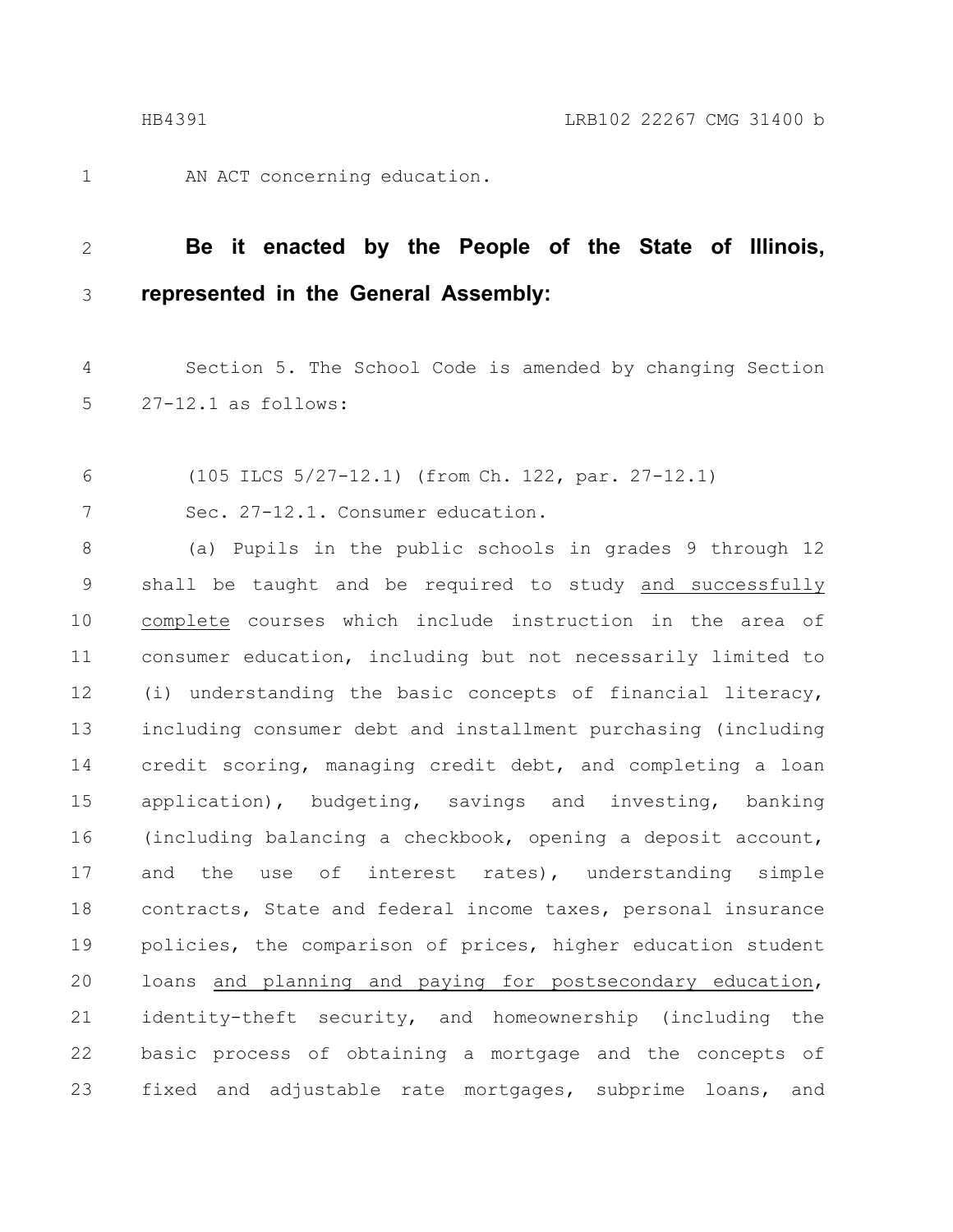AN ACT concerning education.

**Be it enacted by the People of the State of Illinois, represented in the General Assembly:**

Section 5. The School Code is amended by changing Section 27-12.1 as follows:

(105 ILCS 5/27-12.1) (from Ch. 122, par. 27-12.1)

Sec. 27-12.1. Consumer education.

(a) Pupils in the public schools in grades 9 through 12 shall be taught and be required to study <u>and successfully complete</u> courses which include instruction in the area of consumer education, including but not necessarily limited to (i) understanding the basic concepts of financial literacy, including consumer debt and installment purchasing (including credit scoring, managing credit debt, and completing a loan application), budgeting, savings and investing, banking (including balancing a checkbook, opening a deposit account, and the use of interest rates), understanding simple contracts, State and federal income taxes, personal insurance policies, the comparison of prices, higher education student loans <u>and planning and paying for postsecondary education</u>, identity-theft security, and homeownership (including the basic process of obtaining a mortgage and the concepts of fixed and adjustable rate mortgages, subprime loans, and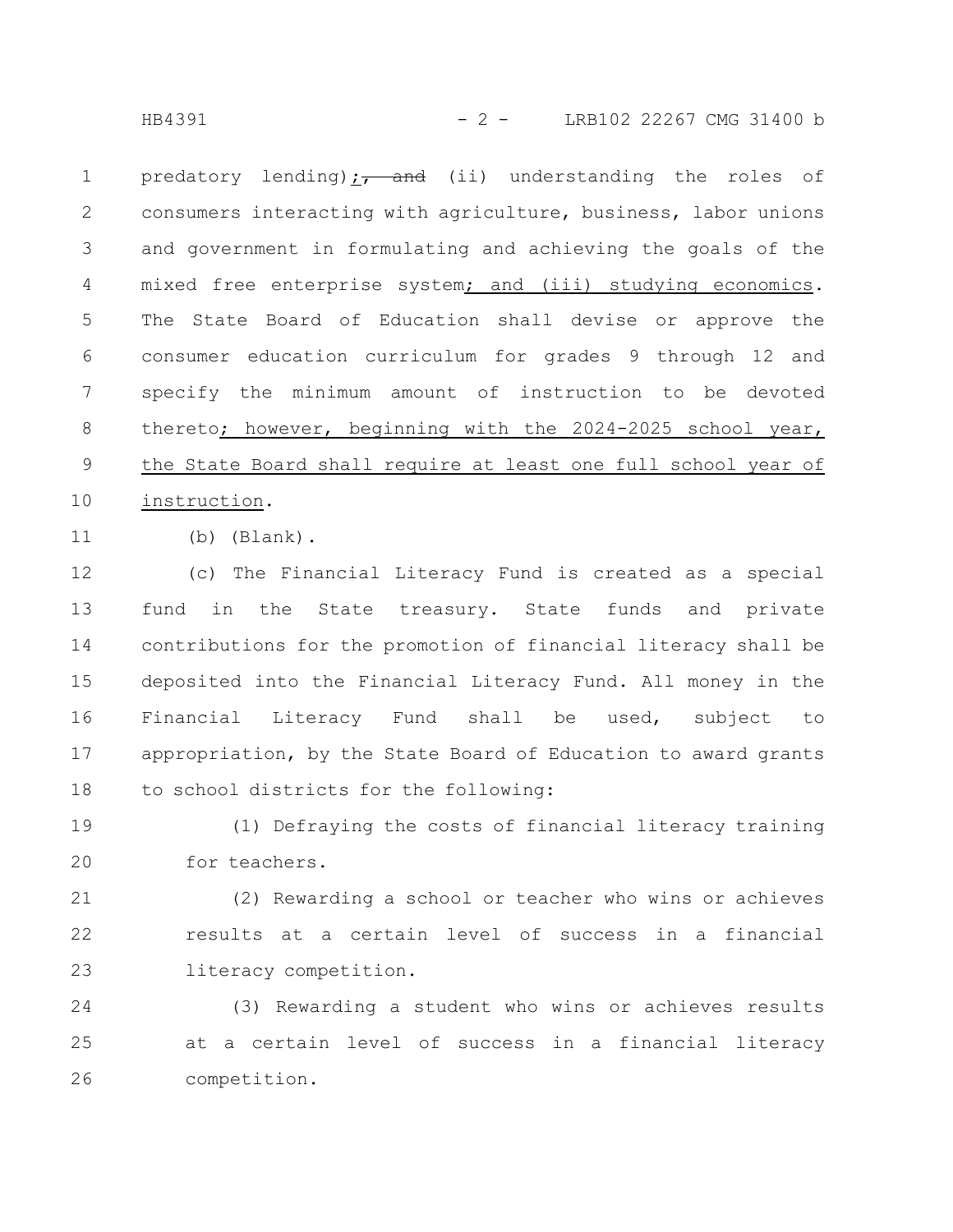predatory lending)~~, and~~; (ii) understanding the roles of consumers interacting with agriculture, business, labor unions and government in formulating and achieving the goals of the mixed free enterprise system; and (iii) studying economics. The State Board of Education shall devise or approve the consumer education curriculum for grades 9 through 12 and specify the minimum amount of instruction to be devoted thereto; however, beginning with the 2024-2025 school year, the State Board shall require at least one full school year of instruction.

(b) (Blank).

(c) The Financial Literacy Fund is created as a special fund in the State treasury. State funds and private contributions for the promotion of financial literacy shall be deposited into the Financial Literacy Fund. All money in the Financial Literacy Fund shall be used, subject to appropriation, by the State Board of Education to award grants to school districts for the following:

(1) Defraying the costs of financial literacy training for teachers.

(2) Rewarding a school or teacher who wins or achieves results at a certain level of success in a financial literacy competition.

(3) Rewarding a student who wins or achieves results at a certain level of success in a financial literacy competition.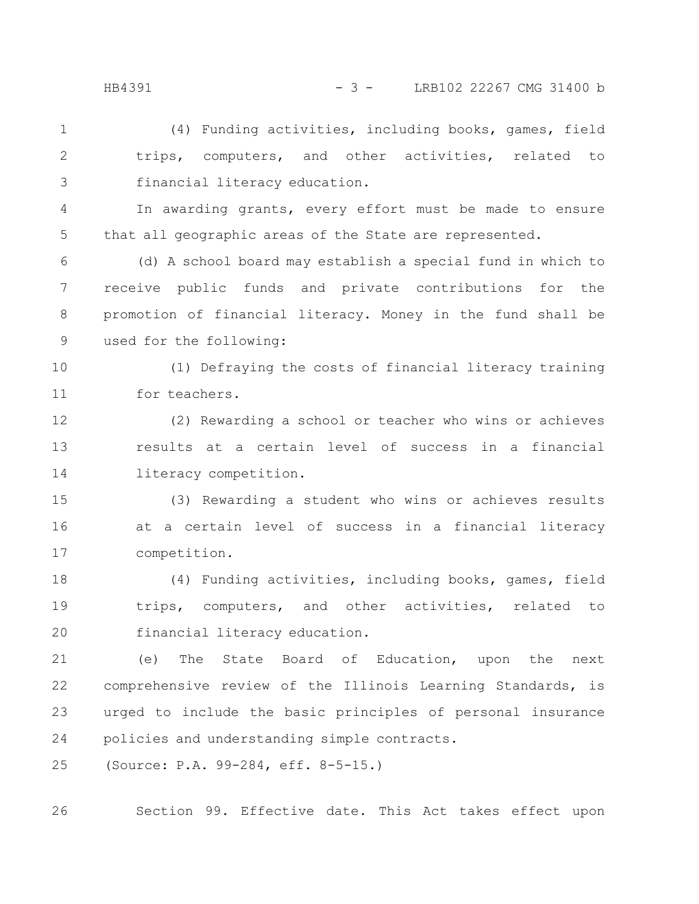(4) Funding activities, including books, games, field trips, computers, and other activities, related to financial literacy education.

In awarding grants, every effort must be made to ensure that all geographic areas of the State are represented.

(d) A school board may establish a special fund in which to receive public funds and private contributions for the promotion of financial literacy. Money in the fund shall be used for the following:

(1) Defraying the costs of financial literacy training for teachers.

(2) Rewarding a school or teacher who wins or achieves results at a certain level of success in a financial literacy competition.

(3) Rewarding a student who wins or achieves results at a certain level of success in a financial literacy competition.

(4) Funding activities, including books, games, field trips, computers, and other activities, related to financial literacy education.

(e) The State Board of Education, upon the next comprehensive review of the Illinois Learning Standards, is urged to include the basic principles of personal insurance policies and understanding simple contracts.

(Source: P.A. 99-284, eff. 8-5-15.)

Section 99. Effective date. This Act takes effect upon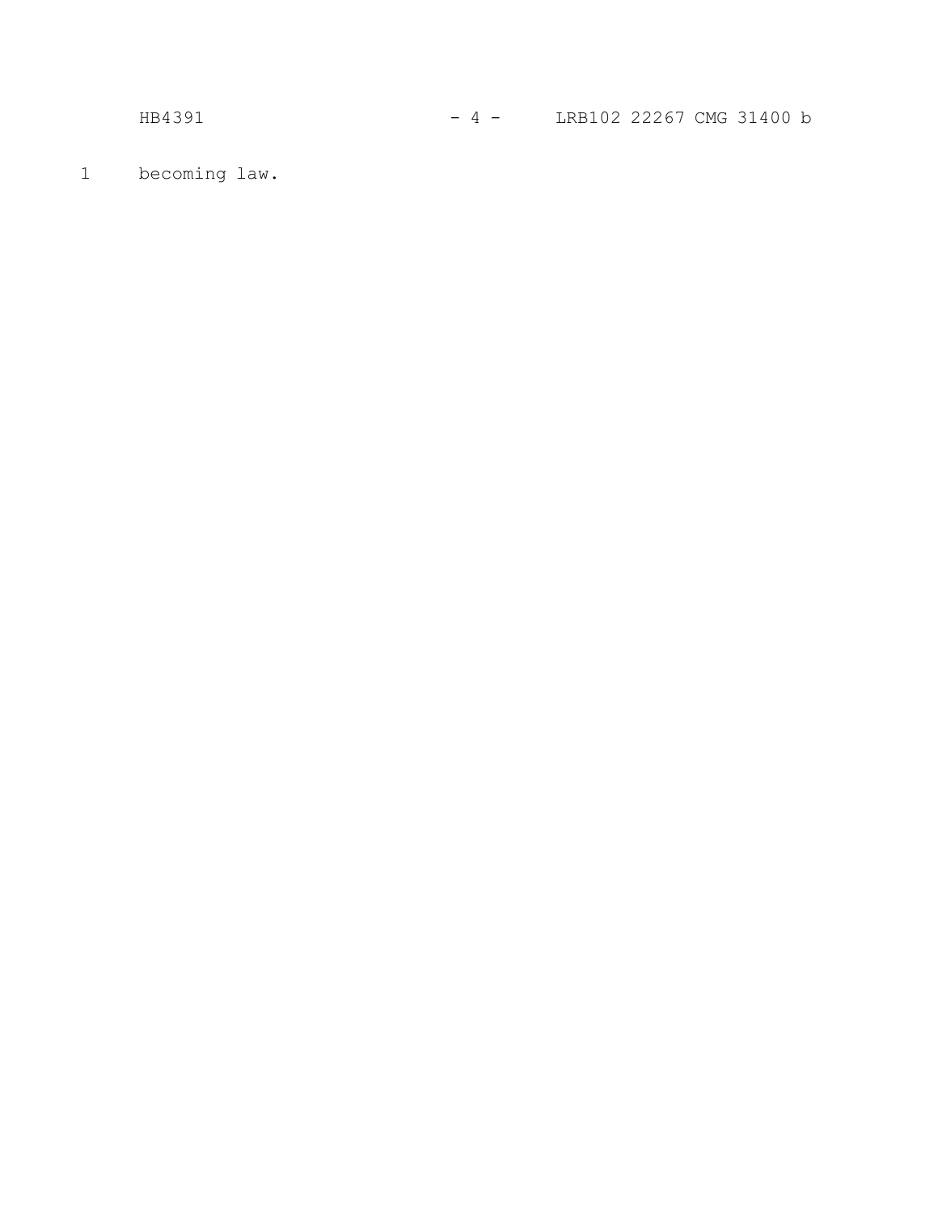becoming law.